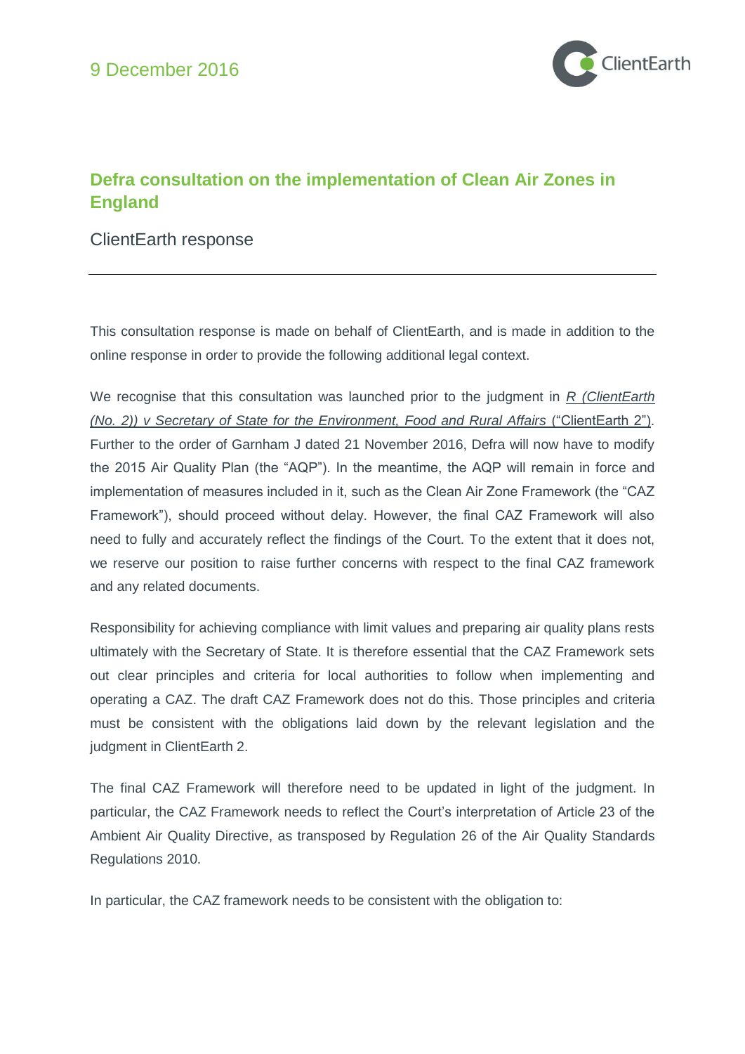9 December 2016

# Defra consultation on the implementation of Clean Air Zones in England

ClientEarth response

---

This consultation response is made on behalf of ClientEarth, and is made in addition to the online response in order to provide the following additional legal context.

We recognise that this consultation was launched prior to the judgment in *R (ClientEarth (No. 2)) v Secretary of State for the Environment, Food and Rural Affairs* ("ClientEarth 2"). Further to the order of Garnham J dated 21 November 2016, Defra will now have to modify the 2015 Air Quality Plan (the "AQP"). In the meantime, the AQP will remain in force and implementation of measures included in it, such as the Clean Air Zone Framework (the "CAZ Framework"), should proceed without delay. However, the final CAZ Framework will also need to fully and accurately reflect the findings of the Court. To the extent that it does not, we reserve our position to raise further concerns with respect to the final CAZ framework and any related documents.

Responsibility for achieving compliance with limit values and preparing air quality plans rests ultimately with the Secretary of State. It is therefore essential that the CAZ Framework sets out clear principles and criteria for local authorities to follow when implementing and operating a CAZ. The draft CAZ Framework does not do this. Those principles and criteria must be consistent with the obligations laid down by the relevant legislation and the judgment in ClientEarth 2.

The final CAZ Framework will therefore need to be updated in light of the judgment. In particular, the CAZ Framework needs to reflect the Court's interpretation of Article 23 of the Ambient Air Quality Directive, as transposed by Regulation 26 of the Air Quality Standards Regulations 2010.

In particular, the CAZ framework needs to be consistent with the obligation to: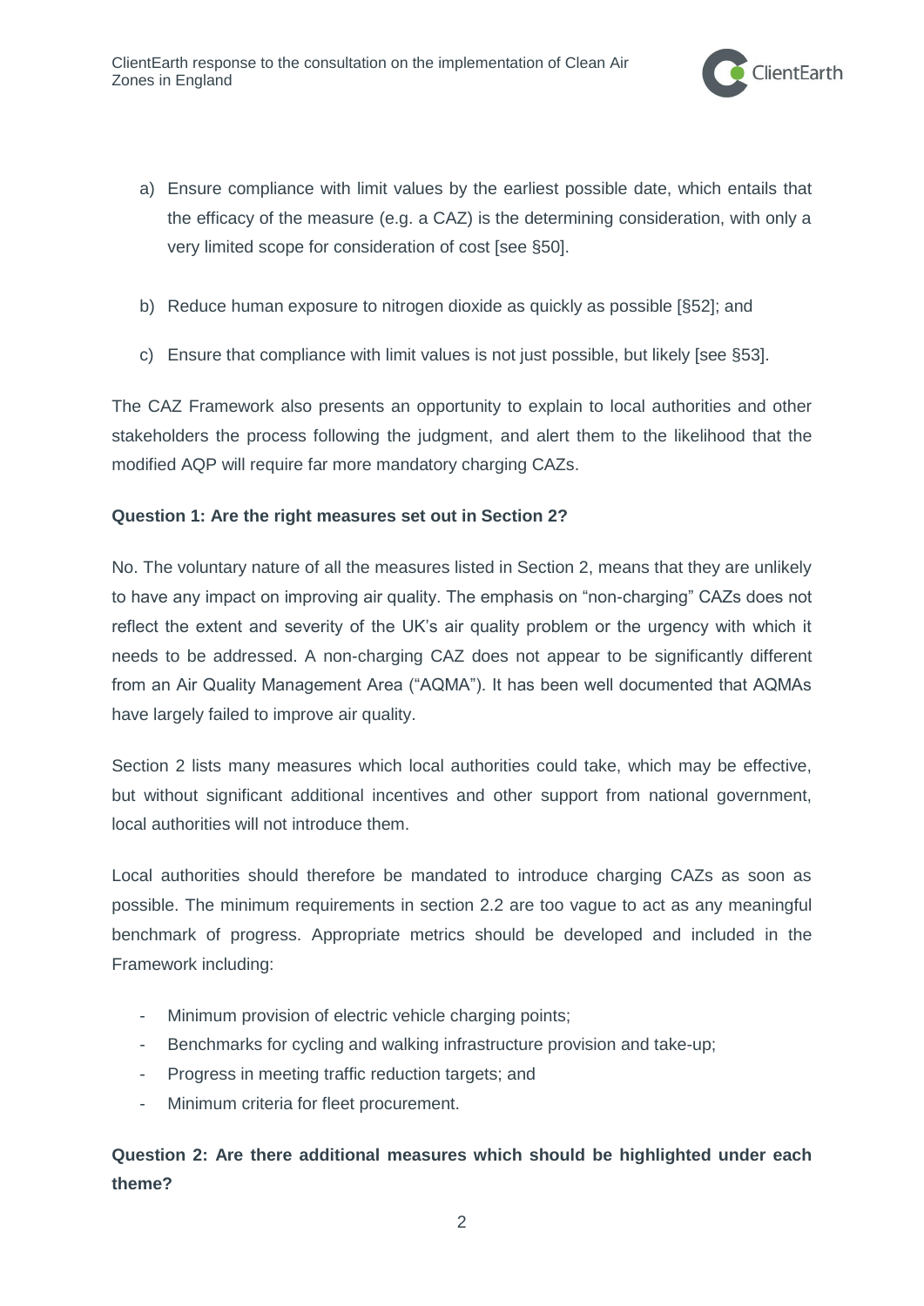a) Ensure compliance with limit values by the earliest possible date, which entails that the efficacy of the measure (e.g. a CAZ) is the determining consideration, with only a very limited scope for consideration of cost [see §50].

b) Reduce human exposure to nitrogen dioxide as quickly as possible [§52]; and

c) Ensure that compliance with limit values is not just possible, but likely [see §53].

The CAZ Framework also presents an opportunity to explain to local authorities and other stakeholders the process following the judgment, and alert them to the likelihood that the modified AQP will require far more mandatory charging CAZs.

**Question 1: Are the right measures set out in Section 2?**

No. The voluntary nature of all the measures listed in Section 2, means that they are unlikely to have any impact on improving air quality. The emphasis on "non-charging" CAZs does not reflect the extent and severity of the UK's air quality problem or the urgency with which it needs to be addressed. A non-charging CAZ does not appear to be significantly different from an Air Quality Management Area ("AQMA"). It has been well documented that AQMAs have largely failed to improve air quality.

Section 2 lists many measures which local authorities could take, which may be effective, but without significant additional incentives and other support from national government, local authorities will not introduce them.

Local authorities should therefore be mandated to introduce charging CAZs as soon as possible. The minimum requirements in section 2.2 are too vague to act as any meaningful benchmark of progress. Appropriate metrics should be developed and included in the Framework including:

- Minimum provision of electric vehicle charging points;
- Benchmarks for cycling and walking infrastructure provision and take-up;
- Progress in meeting traffic reduction targets; and
- Minimum criteria for fleet procurement.

**Question 2: Are there additional measures which should be highlighted under each theme?**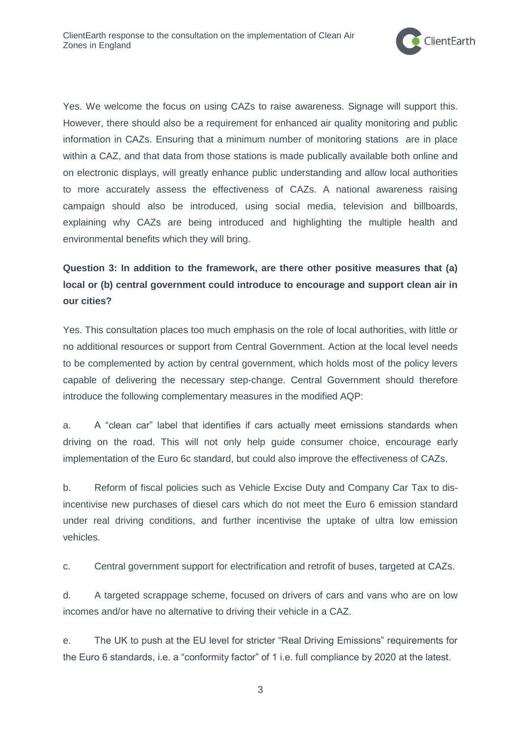Yes. We welcome the focus on using CAZs to raise awareness. Signage will support this. However, there should also be a requirement for enhanced air quality monitoring and public information in CAZs. Ensuring that a minimum number of monitoring stations are in place within a CAZ, and that data from those stations is made publically available both online and on electronic displays, will greatly enhance public understanding and allow local authorities to more accurately assess the effectiveness of CAZs. A national awareness raising campaign should also be introduced, using social media, television and billboards, explaining why CAZs are being introduced and highlighting the multiple health and environmental benefits which they will bring.

**Question 3: In addition to the framework, are there other positive measures that (a) local or (b) central government could introduce to encourage and support clean air in our cities?**

Yes. This consultation places too much emphasis on the role of local authorities, with little or no additional resources or support from Central Government. Action at the local level needs to be complemented by action by central government, which holds most of the policy levers capable of delivering the necessary step-change. Central Government should therefore introduce the following complementary measures in the modified AQP:

a. A "clean car" label that identifies if cars actually meet emissions standards when driving on the road. This will not only help guide consumer choice, encourage early implementation of the Euro 6c standard, but could also improve the effectiveness of CAZs.

b. Reform of fiscal policies such as Vehicle Excise Duty and Company Car Tax to dis-incentivise new purchases of diesel cars which do not meet the Euro 6 emission standard under real driving conditions, and further incentivise the uptake of ultra low emission vehicles.

c. Central government support for electrification and retrofit of buses, targeted at CAZs.

d. A targeted scrappage scheme, focused on drivers of cars and vans who are on low incomes and/or have no alternative to driving their vehicle in a CAZ.

e. The UK to push at the EU level for stricter "Real Driving Emissions" requirements for the Euro 6 standards, i.e. a "conformity factor" of 1 i.e. full compliance by 2020 at the latest.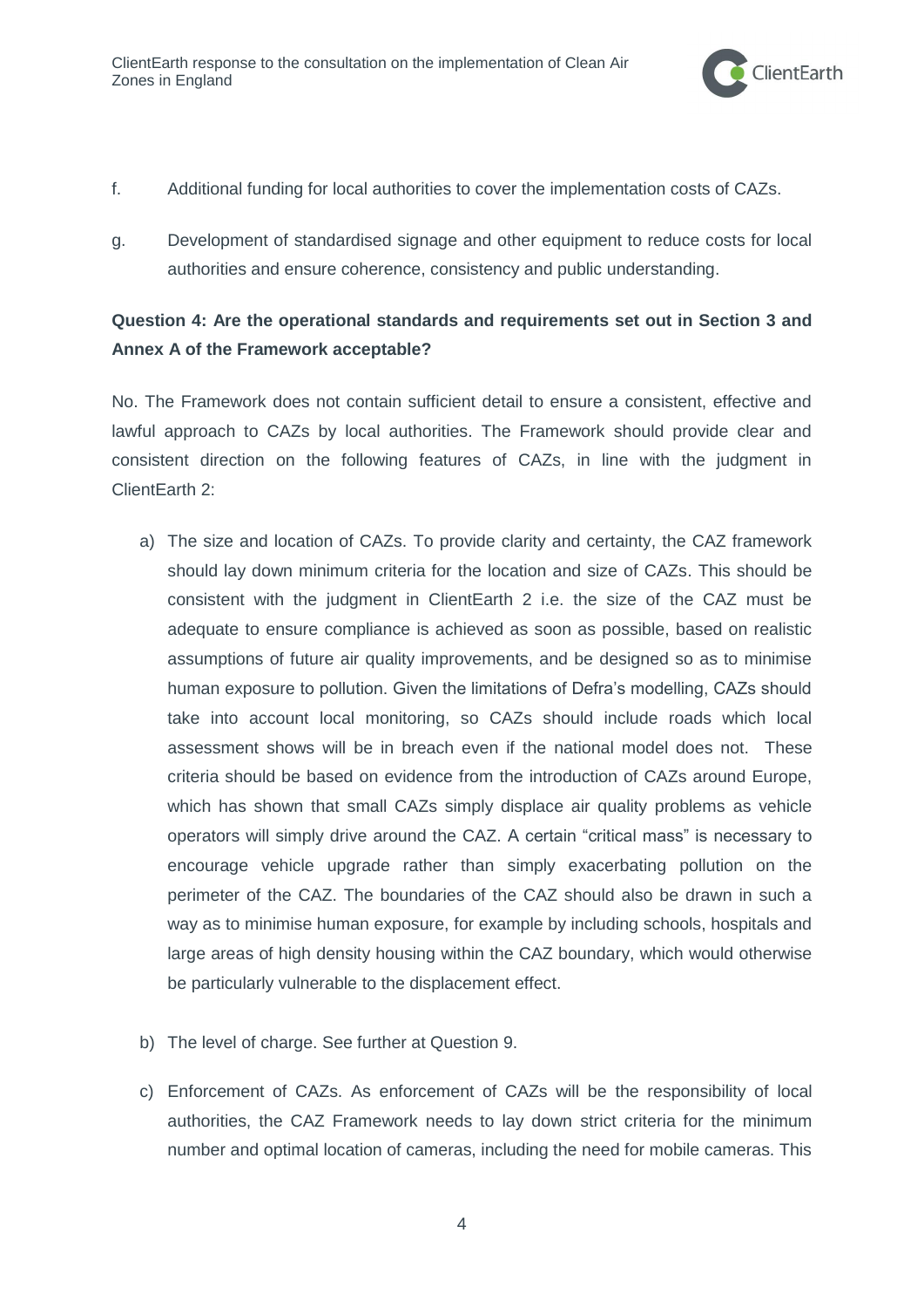f. Additional funding for local authorities to cover the implementation costs of CAZs.

g. Development of standardised signage and other equipment to reduce costs for local authorities and ensure coherence, consistency and public understanding.

**Question 4: Are the operational standards and requirements set out in Section 3 and Annex A of the Framework acceptable?**

No. The Framework does not contain sufficient detail to ensure a consistent, effective and lawful approach to CAZs by local authorities. The Framework should provide clear and consistent direction on the following features of CAZs, in line with the judgment in ClientEarth 2:

a) The size and location of CAZs. To provide clarity and certainty, the CAZ framework should lay down minimum criteria for the location and size of CAZs. This should be consistent with the judgment in ClientEarth 2 i.e. the size of the CAZ must be adequate to ensure compliance is achieved as soon as possible, based on realistic assumptions of future air quality improvements, and be designed so as to minimise human exposure to pollution. Given the limitations of Defra's modelling, CAZs should take into account local monitoring, so CAZs should include roads which local assessment shows will be in breach even if the national model does not. These criteria should be based on evidence from the introduction of CAZs around Europe, which has shown that small CAZs simply displace air quality problems as vehicle operators will simply drive around the CAZ. A certain "critical mass" is necessary to encourage vehicle upgrade rather than simply exacerbating pollution on the perimeter of the CAZ. The boundaries of the CAZ should also be drawn in such a way as to minimise human exposure, for example by including schools, hospitals and large areas of high density housing within the CAZ boundary, which would otherwise be particularly vulnerable to the displacement effect.

b) The level of charge. See further at Question 9.

c) Enforcement of CAZs. As enforcement of CAZs will be the responsibility of local authorities, the CAZ Framework needs to lay down strict criteria for the minimum number and optimal location of cameras, including the need for mobile cameras. This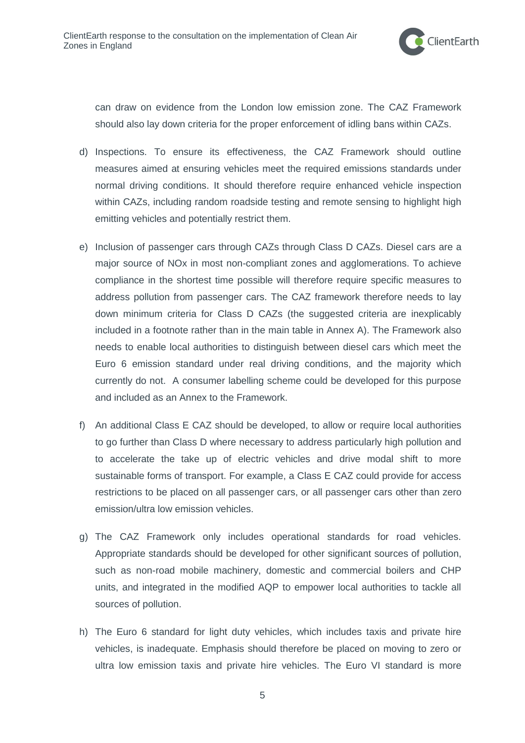can draw on evidence from the London low emission zone. The CAZ Framework should also lay down criteria for the proper enforcement of idling bans within CAZs.

d) Inspections. To ensure its effectiveness, the CAZ Framework should outline measures aimed at ensuring vehicles meet the required emissions standards under normal driving conditions. It should therefore require enhanced vehicle inspection within CAZs, including random roadside testing and remote sensing to highlight high emitting vehicles and potentially restrict them.

e) Inclusion of passenger cars through CAZs through Class D CAZs. Diesel cars are a major source of NOx in most non-compliant zones and agglomerations. To achieve compliance in the shortest time possible will therefore require specific measures to address pollution from passenger cars. The CAZ framework therefore needs to lay down minimum criteria for Class D CAZs (the suggested criteria are inexplicably included in a footnote rather than in the main table in Annex A). The Framework also needs to enable local authorities to distinguish between diesel cars which meet the Euro 6 emission standard under real driving conditions, and the majority which currently do not. A consumer labelling scheme could be developed for this purpose and included as an Annex to the Framework.

f) An additional Class E CAZ should be developed, to allow or require local authorities to go further than Class D where necessary to address particularly high pollution and to accelerate the take up of electric vehicles and drive modal shift to more sustainable forms of transport. For example, a Class E CAZ could provide for access restrictions to be placed on all passenger cars, or all passenger cars other than zero emission/ultra low emission vehicles.

g) The CAZ Framework only includes operational standards for road vehicles. Appropriate standards should be developed for other significant sources of pollution, such as non-road mobile machinery, domestic and commercial boilers and CHP units, and integrated in the modified AQP to empower local authorities to tackle all sources of pollution.

h) The Euro 6 standard for light duty vehicles, which includes taxis and private hire vehicles, is inadequate. Emphasis should therefore be placed on moving to zero or ultra low emission taxis and private hire vehicles. The Euro VI standard is more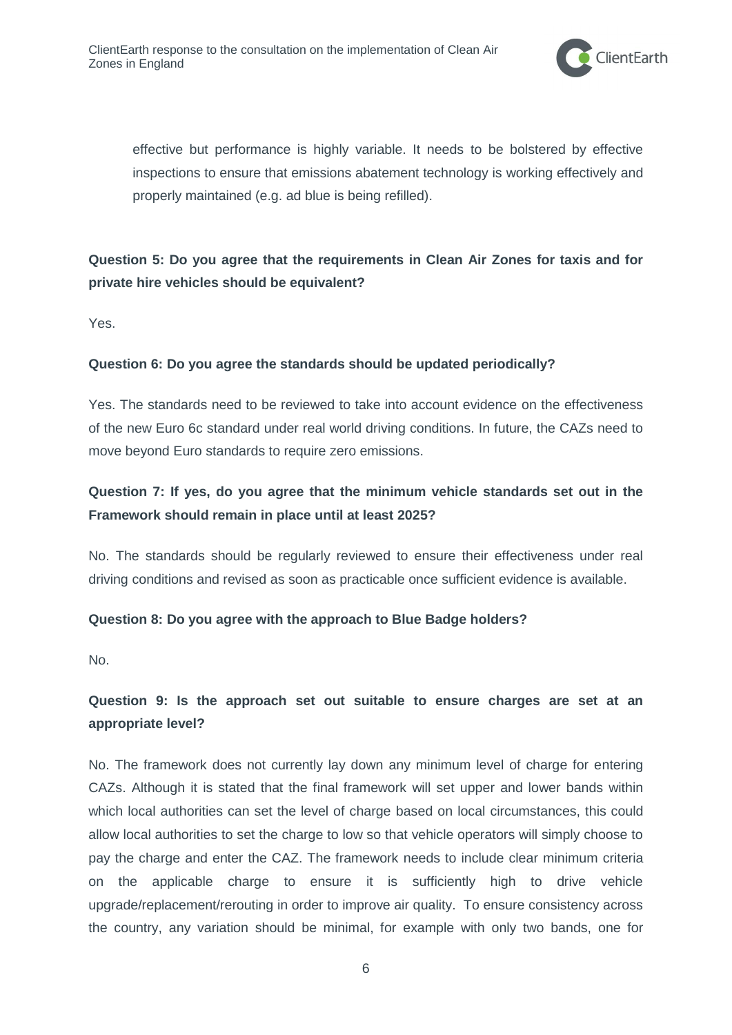effective but performance is highly variable. It needs to be bolstered by effective inspections to ensure that emissions abatement technology is working effectively and properly maintained (e.g. ad blue is being refilled).

**Question 5: Do you agree that the requirements in Clean Air Zones for taxis and for private hire vehicles should be equivalent?**

Yes.

**Question 6: Do you agree the standards should be updated periodically?**

Yes. The standards need to be reviewed to take into account evidence on the effectiveness of the new Euro 6c standard under real world driving conditions. In future, the CAZs need to move beyond Euro standards to require zero emissions.

**Question 7: If yes, do you agree that the minimum vehicle standards set out in the Framework should remain in place until at least 2025?**

No. The standards should be regularly reviewed to ensure their effectiveness under real driving conditions and revised as soon as practicable once sufficient evidence is available.

**Question 8: Do you agree with the approach to Blue Badge holders?**

No.

**Question 9: Is the approach set out suitable to ensure charges are set at an appropriate level?**

No. The framework does not currently lay down any minimum level of charge for entering CAZs. Although it is stated that the final framework will set upper and lower bands within which local authorities can set the level of charge based on local circumstances, this could allow local authorities to set the charge to low so that vehicle operators will simply choose to pay the charge and enter the CAZ. The framework needs to include clear minimum criteria on the applicable charge to ensure it is sufficiently high to drive vehicle upgrade/replacement/rerouting in order to improve air quality. To ensure consistency across the country, any variation should be minimal, for example with only two bands, one for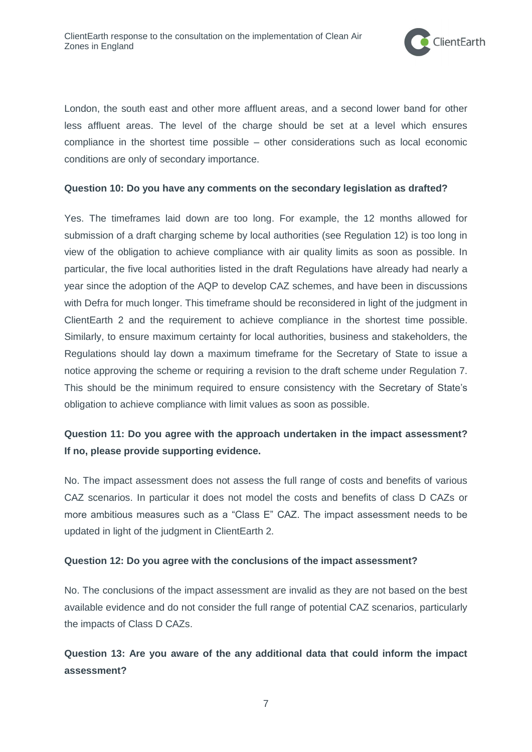London, the south east and other more affluent areas, and a second lower band for other less affluent areas. The level of the charge should be set at a level which ensures compliance in the shortest time possible – other considerations such as local economic conditions are only of secondary importance.

**Question 10: Do you have any comments on the secondary legislation as drafted?**

Yes. The timeframes laid down are too long. For example, the 12 months allowed for submission of a draft charging scheme by local authorities (see Regulation 12) is too long in view of the obligation to achieve compliance with air quality limits as soon as possible. In particular, the five local authorities listed in the draft Regulations have already had nearly a year since the adoption of the AQP to develop CAZ schemes, and have been in discussions with Defra for much longer. This timeframe should be reconsidered in light of the judgment in ClientEarth 2 and the requirement to achieve compliance in the shortest time possible. Similarly, to ensure maximum certainty for local authorities, business and stakeholders, the Regulations should lay down a maximum timeframe for the Secretary of State to issue a notice approving the scheme or requiring a revision to the draft scheme under Regulation 7. This should be the minimum required to ensure consistency with the Secretary of State's obligation to achieve compliance with limit values as soon as possible.

**Question 11: Do you agree with the approach undertaken in the impact assessment? If no, please provide supporting evidence.**

No. The impact assessment does not assess the full range of costs and benefits of various CAZ scenarios. In particular it does not model the costs and benefits of class D CAZs or more ambitious measures such as a "Class E" CAZ. The impact assessment needs to be updated in light of the judgment in ClientEarth 2.

**Question 12: Do you agree with the conclusions of the impact assessment?**

No. The conclusions of the impact assessment are invalid as they are not based on the best available evidence and do not consider the full range of potential CAZ scenarios, particularly the impacts of Class D CAZs.

**Question 13: Are you aware of the any additional data that could inform the impact assessment?**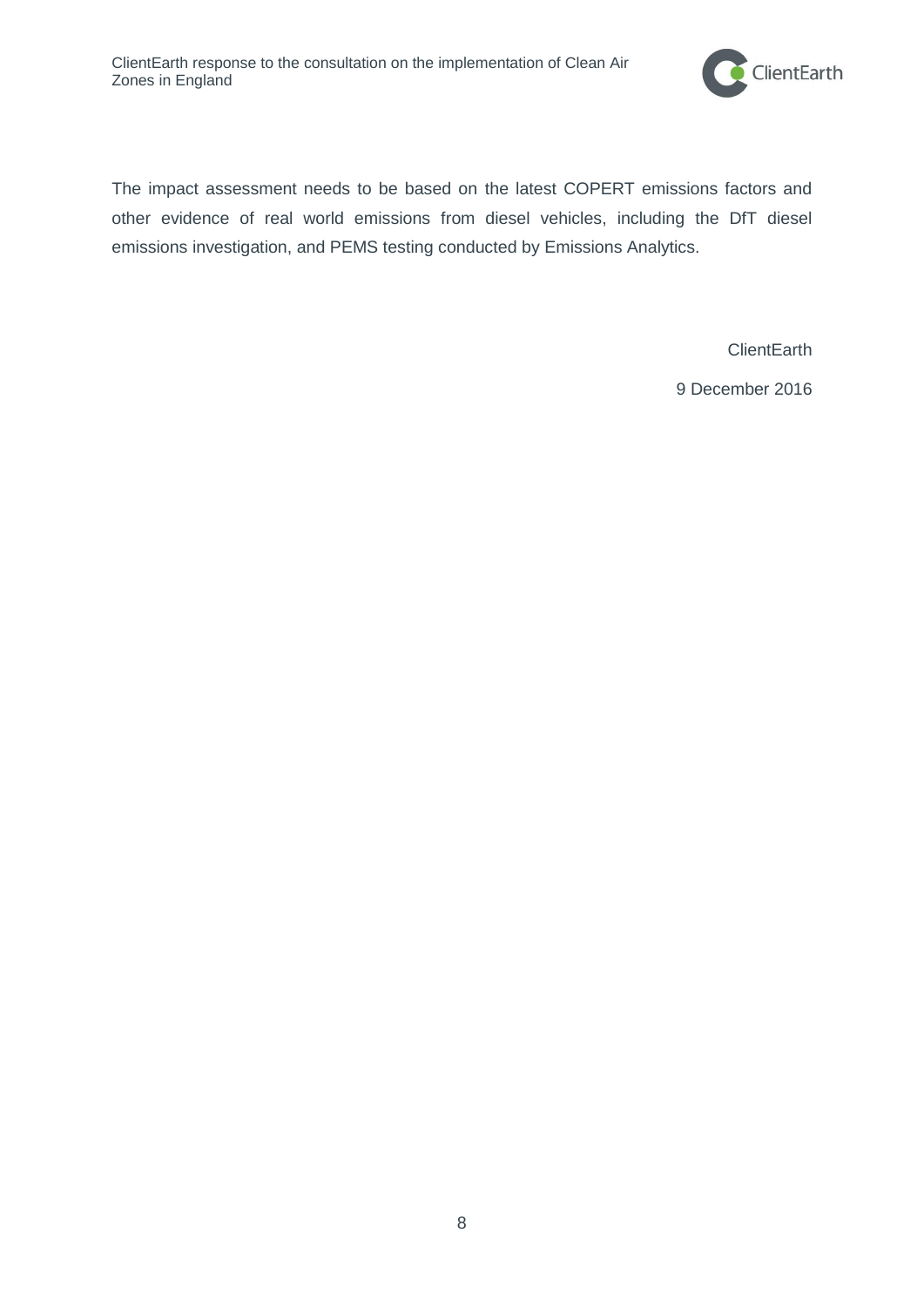The impact assessment needs to be based on the latest COPERT emissions factors and other evidence of real world emissions from diesel vehicles, including the DfT diesel emissions investigation, and PEMS testing conducted by Emissions Analytics.

ClientEarth

9 December 2016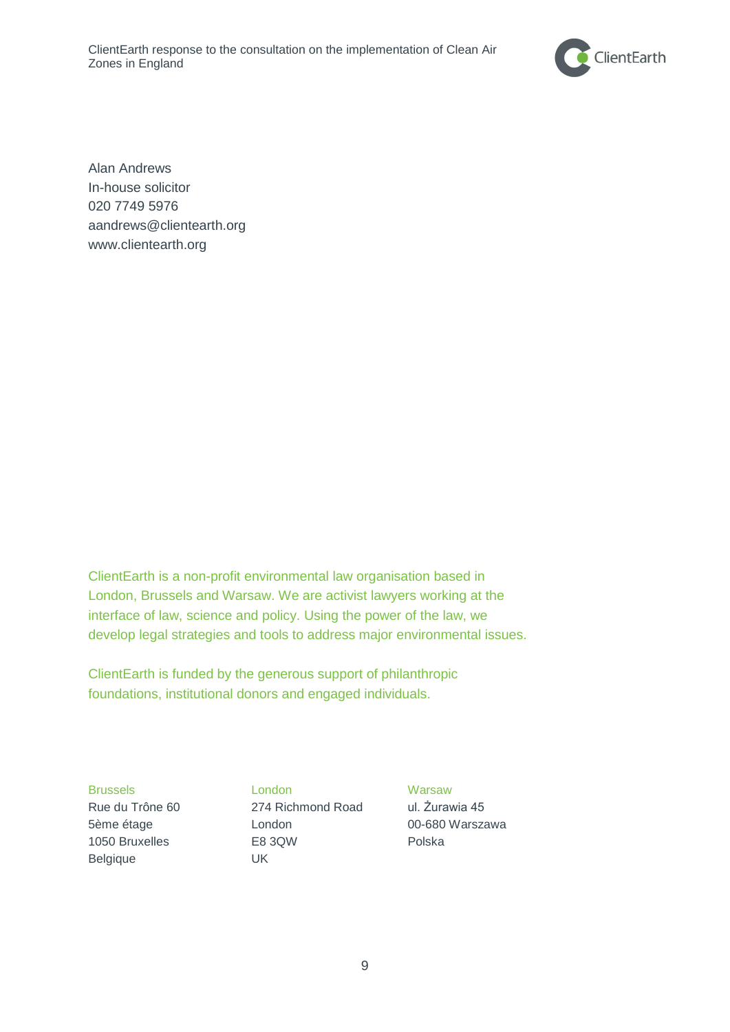Alan Andrews
In-house solicitor
020 7749 5976
aandrews@clientearth.org
www.clientearth.org

ClientEarth is a non-profit environmental law organisation based in London, Brussels and Warsaw. We are activist lawyers working at the interface of law, science and policy. Using the power of the law, we develop legal strategies and tools to address major environmental issues.

ClientEarth is funded by the generous support of philanthropic foundations, institutional donors and engaged individuals.

Brussels
Rue du Trône 60
5ème étage
1050 Bruxelles
Belgique

London
274 Richmond Road
London
E8 3QW
UK

Warsaw
ul. Żurawia 45
00-680 Warszawa
Polska